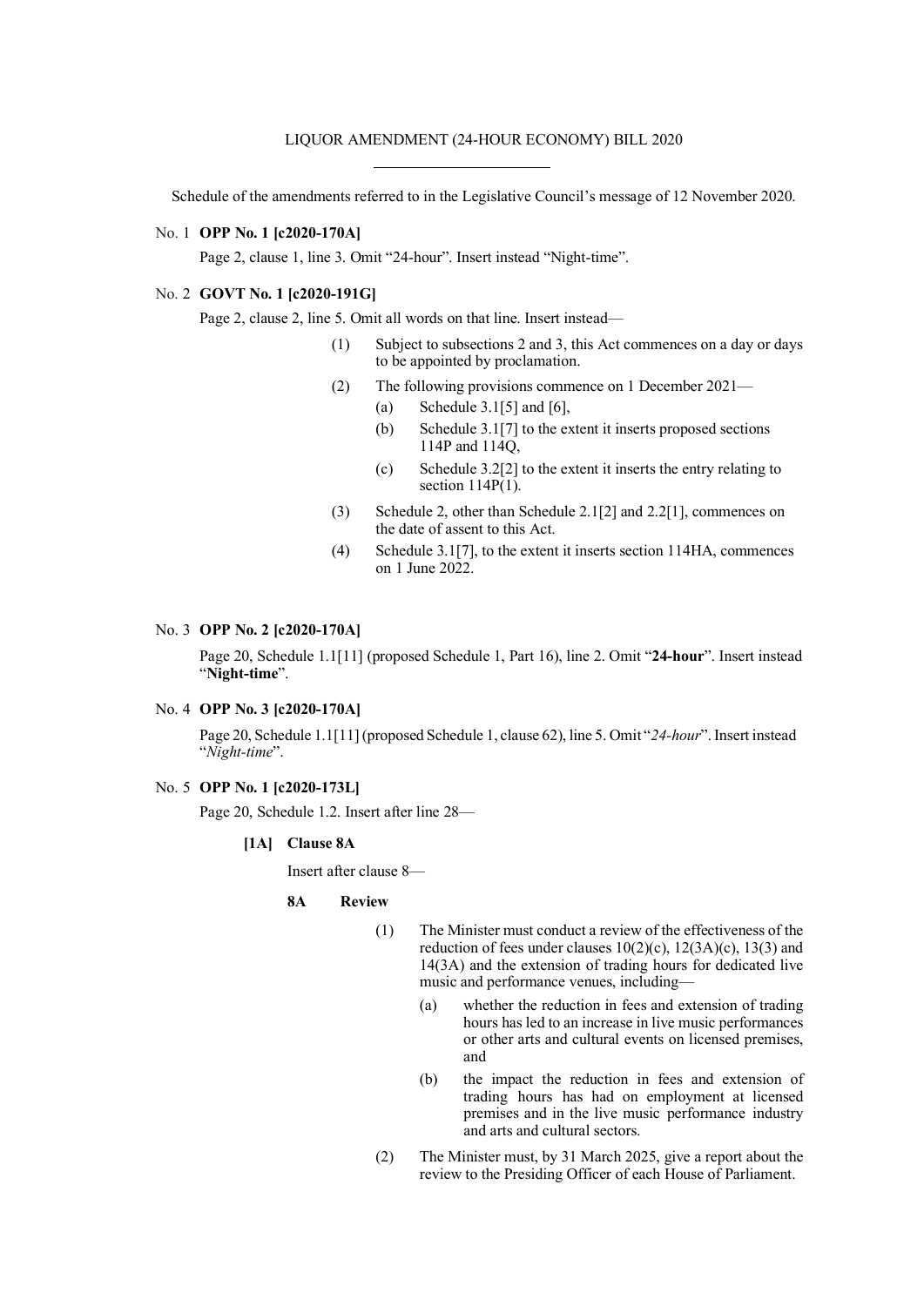LIQUOR AMENDMENT (24-HOUR ECONOMY) BILL 2020

Schedule of the amendments referred to in the Legislative Council's message of 12 November 2020.

No. 1 **OPP No. 1 [c2020-170A]**

Page 2, clause 1, line 3. Omit "24-hour". Insert instead "Night-time".

No. 2 **GOVT No. 1 [c2020-191G]**

Page 2, clause 2, line 5. Omit all words on that line. Insert instead—

(1) Subject to subsections 2 and 3, this Act commences on a day or days to be appointed by proclamation.

(2) The following provisions commence on 1 December 2021—

(a) Schedule 3.1[5] and [6],

(b) Schedule 3.1[7] to the extent it inserts proposed sections 114P and 114Q,

(c) Schedule 3.2[2] to the extent it inserts the entry relating to section 114P(1).

(3) Schedule 2, other than Schedule 2.1[2] and 2.2[1], commences on the date of assent to this Act.

(4) Schedule 3.1[7], to the extent it inserts section 114HA, commences on 1 June 2022.

No. 3 **OPP No. 2 [c2020-170A]**

Page 20, Schedule 1.1[11] (proposed Schedule 1, Part 16), line 2. Omit "**24-hour**". Insert instead "**Night-time**".

No. 4 **OPP No. 3 [c2020-170A]**

Page 20, Schedule 1.1[11] (proposed Schedule 1, clause 62), line 5. Omit "*24-hour*". Insert instead "*Night-time*".

No. 5 **OPP No. 1 [c2020-173L]**

Page 20, Schedule 1.2. Insert after line 28—

**[1A] Clause 8A**

Insert after clause 8—

**8A Review**

(1) The Minister must conduct a review of the effectiveness of the reduction of fees under clauses 10(2)(c), 12(3A)(c), 13(3) and 14(3A) and the extension of trading hours for dedicated live music and performance venues, including—

(a) whether the reduction in fees and extension of trading hours has led to an increase in live music performances or other arts and cultural events on licensed premises, and

(b) the impact the reduction in fees and extension of trading hours has had on employment at licensed premises and in the live music performance industry and arts and cultural sectors.

(2) The Minister must, by 31 March 2025, give a report about the review to the Presiding Officer of each House of Parliament.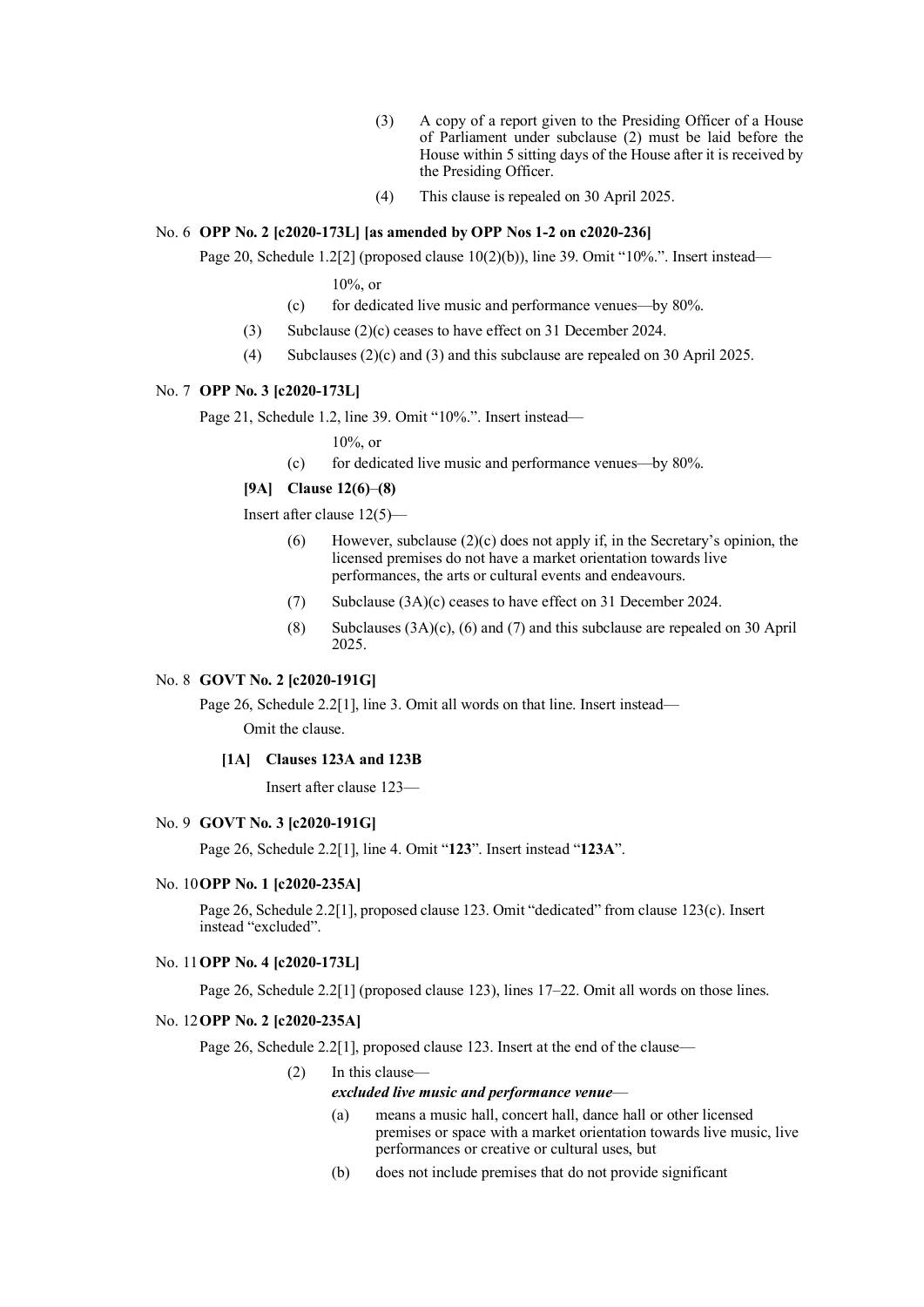(3) A copy of a report given to the Presiding Officer of a House of Parliament under subclause (2) must be laid before the House within 5 sitting days of the House after it is received by the Presiding Officer.

(4) This clause is repealed on 30 April 2025.

No. 6 **OPP No. 2 [c2020-173L] [as amended by OPP Nos 1-2 on c2020-236]**

Page 20, Schedule 1.2[2] (proposed clause 10(2)(b)), line 39. Omit "10%.". Insert instead—

10%, or

(c) for dedicated live music and performance venues—by 80%.

(3) Subclause (2)(c) ceases to have effect on 31 December 2024.

(4) Subclauses (2)(c) and (3) and this subclause are repealed on 30 April 2025.

No. 7 **OPP No. 3 [c2020-173L]**

Page 21, Schedule 1.2, line 39. Omit "10%.". Insert instead—

10%, or

(c) for dedicated live music and performance venues—by 80%.

**[9A] Clause 12(6)–(8)**

Insert after clause 12(5)—

(6) However, subclause (2)(c) does not apply if, in the Secretary's opinion, the licensed premises do not have a market orientation towards live performances, the arts or cultural events and endeavours.

(7) Subclause (3A)(c) ceases to have effect on 31 December 2024.

(8) Subclauses (3A)(c), (6) and (7) and this subclause are repealed on 30 April 2025.

No. 8 **GOVT No. 2 [c2020-191G]**

Page 26, Schedule 2.2[1], line 3. Omit all words on that line. Insert instead—

Omit the clause.

**[1A] Clauses 123A and 123B**

Insert after clause 123—

No. 9 **GOVT No. 3 [c2020-191G]**

Page 26, Schedule 2.2[1], line 4. Omit "**123**". Insert instead "**123A**".

No. 10 **OPP No. 1 [c2020-235A]**

Page 26, Schedule 2.2[1], proposed clause 123. Omit "dedicated" from clause 123(c). Insert instead "excluded".

No. 11 **OPP No. 4 [c2020-173L]**

Page 26, Schedule 2.2[1] (proposed clause 123), lines 17–22. Omit all words on those lines.

No. 12 **OPP No. 2 [c2020-235A]**

Page 26, Schedule 2.2[1], proposed clause 123. Insert at the end of the clause—

(2) In this clause—

***excluded live music and performance venue***—

(a) means a music hall, concert hall, dance hall or other licensed premises or space with a market orientation towards live music, live performances or creative or cultural uses, but

(b) does not include premises that do not provide significant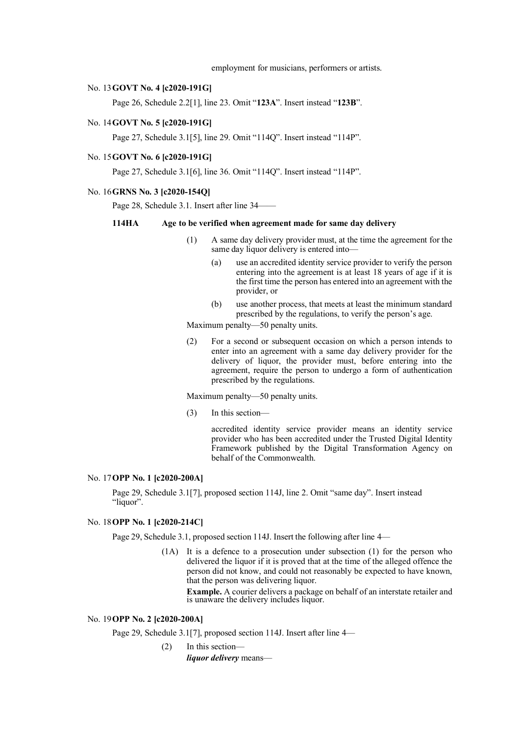employment for musicians, performers or artists.

No. 13 **GOVT No. 4 [c2020-191G]**

Page 26, Schedule 2.2[1], line 23. Omit "**123A**". Insert instead "**123B**".

No. 14 **GOVT No. 5 [c2020-191G]**

Page 27, Schedule 3.1[5], line 29. Omit "114Q". Insert instead "114P".

No. 15 **GOVT No. 6 [c2020-191G]**

Page 27, Schedule 3.1[6], line 36. Omit "114Q". Insert instead "114P".

No. 16 **GRNS No. 3 [c2020-154Q]**

Page 28, Schedule 3.1. Insert after line 34—

**114HA Age to be verified when agreement made for same day delivery**

(1) A same day delivery provider must, at the time the agreement for the same day liquor delivery is entered into—

(a) use an accredited identity service provider to verify the person entering into the agreement is at least 18 years of age if it is the first time the person has entered into an agreement with the provider, or

(b) use another process, that meets at least the minimum standard prescribed by the regulations, to verify the person's age.

Maximum penalty—50 penalty units.

(2) For a second or subsequent occasion on which a person intends to enter into an agreement with a same day delivery provider for the delivery of liquor, the provider must, before entering into the agreement, require the person to undergo a form of authentication prescribed by the regulations.

Maximum penalty—50 penalty units.

(3) In this section—

accredited identity service provider means an identity service provider who has been accredited under the Trusted Digital Identity Framework published by the Digital Transformation Agency on behalf of the Commonwealth.

No. 17 **OPP No. 1 [c2020-200A]**

Page 29, Schedule 3.1[7], proposed section 114J, line 2. Omit "same day". Insert instead "liquor".

No. 18 **OPP No. 1 [c2020-214C]**

Page 29, Schedule 3.1, proposed section 114J. Insert the following after line 4—

(1A) It is a defence to a prosecution under subsection (1) for the person who delivered the liquor if it is proved that at the time of the alleged offence the person did not know, and could not reasonably be expected to have known, that the person was delivering liquor.

**Example.** A courier delivers a package on behalf of an interstate retailer and is unaware the delivery includes liquor.

No. 19 **OPP No. 2 [c2020-200A]**

Page 29, Schedule 3.1[7], proposed section 114J. Insert after line 4—

(2) In this section—

***liquor delivery*** means—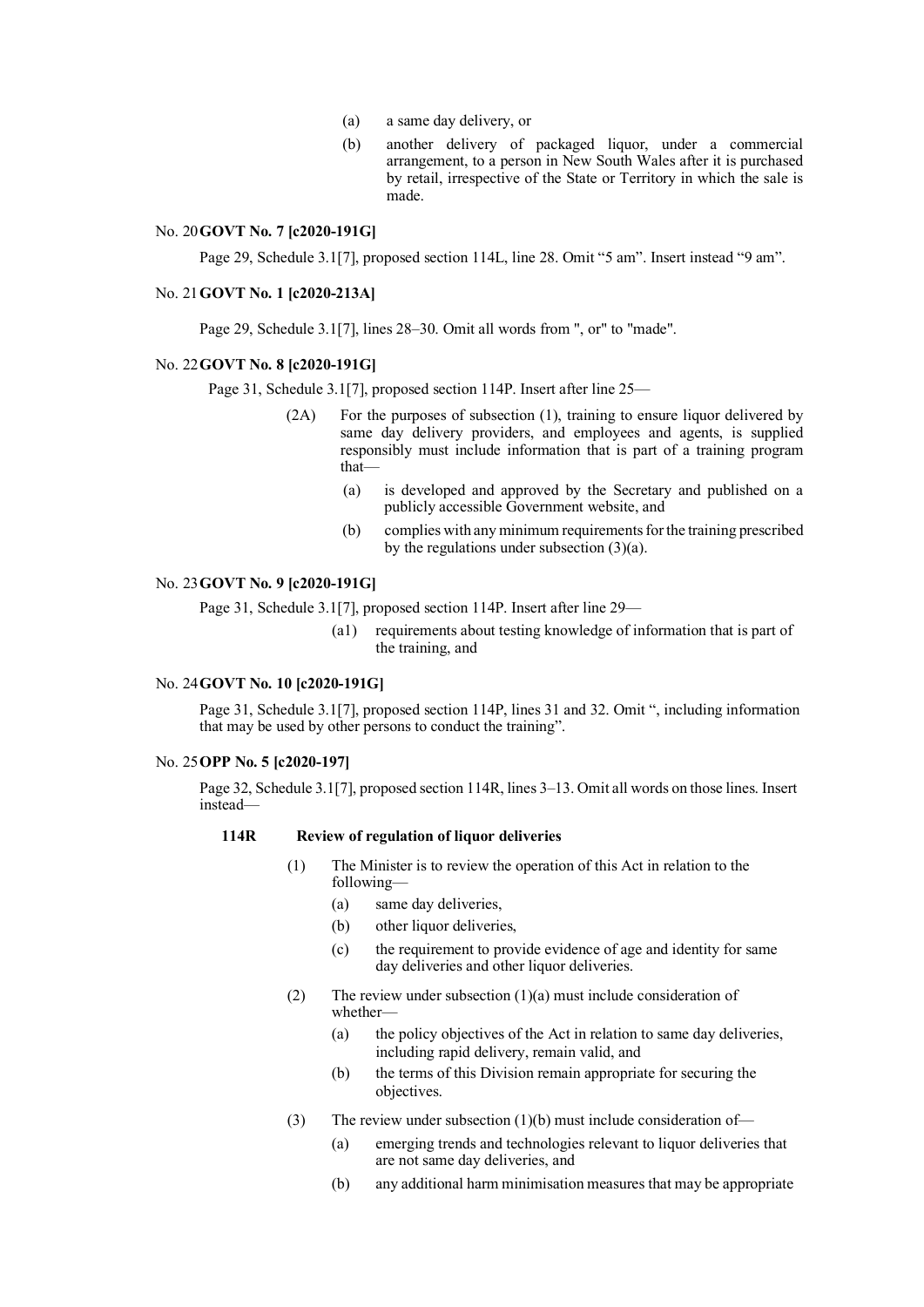(a) a same day delivery, or

(b) another delivery of packaged liquor, under a commercial arrangement, to a person in New South Wales after it is purchased by retail, irrespective of the State or Territory in which the sale is made.

No. 20 **GOVT No. 7 [c2020-191G]**

Page 29, Schedule 3.1[7], proposed section 114L, line 28. Omit "5 am". Insert instead "9 am".

No. 21 **GOVT No. 1 [c2020-213A]**

Page 29, Schedule 3.1[7], lines 28–30. Omit all words from ", or" to "made".

No. 22 **GOVT No. 8 [c2020-191G]**

Page 31, Schedule 3.1[7], proposed section 114P. Insert after line 25—

(2A) For the purposes of subsection (1), training to ensure liquor delivered by same day delivery providers, and employees and agents, is supplied responsibly must include information that is part of a training program that—

(a) is developed and approved by the Secretary and published on a publicly accessible Government website, and

(b) complies with any minimum requirements for the training prescribed by the regulations under subsection (3)(a).

No. 23 **GOVT No. 9 [c2020-191G]**

Page 31, Schedule 3.1[7], proposed section 114P. Insert after line 29—

(a1) requirements about testing knowledge of information that is part of the training, and

No. 24 **GOVT No. 10 [c2020-191G]**

Page 31, Schedule 3.1[7], proposed section 114P, lines 31 and 32. Omit ", including information that may be used by other persons to conduct the training".

No. 25 **OPP No. 5 [c2020-197]**

Page 32, Schedule 3.1[7], proposed section 114R, lines 3–13. Omit all words on those lines. Insert instead—

**114R Review of regulation of liquor deliveries**

(1) The Minister is to review the operation of this Act in relation to the following—

(a) same day deliveries,

(b) other liquor deliveries,

(c) the requirement to provide evidence of age and identity for same day deliveries and other liquor deliveries.

(2) The review under subsection (1)(a) must include consideration of whether—

(a) the policy objectives of the Act in relation to same day deliveries, including rapid delivery, remain valid, and

(b) the terms of this Division remain appropriate for securing the objectives.

(3) The review under subsection (1)(b) must include consideration of—

(a) emerging trends and technologies relevant to liquor deliveries that are not same day deliveries, and

(b) any additional harm minimisation measures that may be appropriate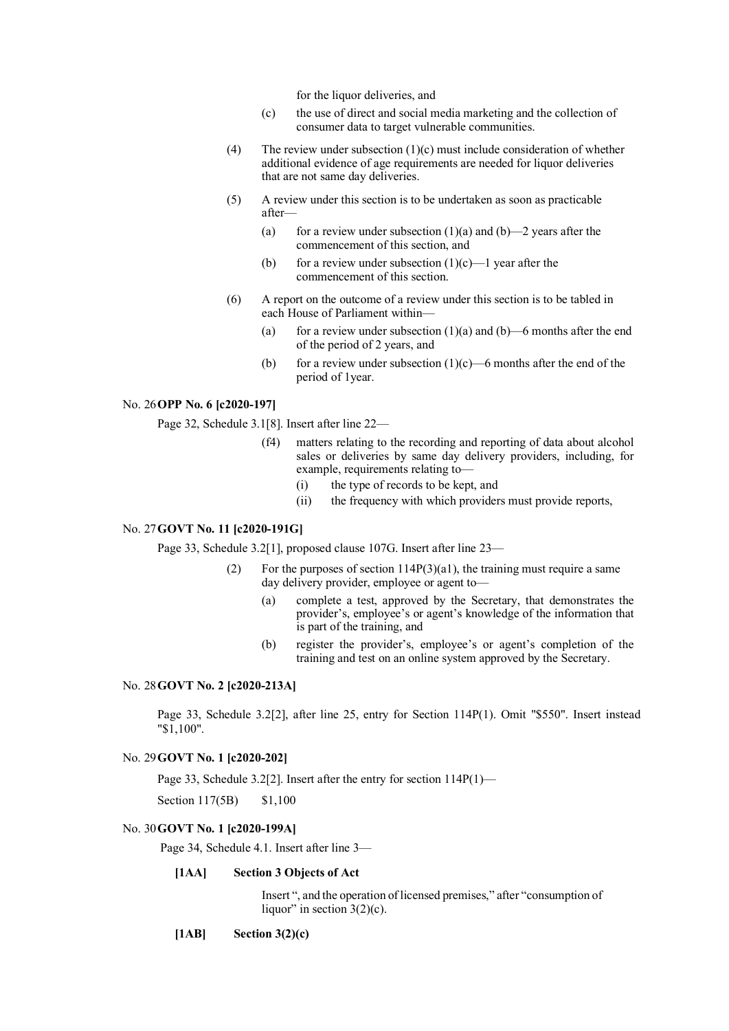for the liquor deliveries, and

(c) the use of direct and social media marketing and the collection of consumer data to target vulnerable communities.

(4) The review under subsection (1)(c) must include consideration of whether additional evidence of age requirements are needed for liquor deliveries that are not same day deliveries.

(5) A review under this section is to be undertaken as soon as practicable after—

(a) for a review under subsection (1)(a) and (b)—2 years after the commencement of this section, and

(b) for a review under subsection (1)(c)—1 year after the commencement of this section.

(6) A report on the outcome of a review under this section is to be tabled in each House of Parliament within—

(a) for a review under subsection (1)(a) and (b)—6 months after the end of the period of 2 years, and

(b) for a review under subsection (1)(c)—6 months after the end of the period of 1year.

No. 26 **OPP No. 6 [c2020-197]**

Page 32, Schedule 3.1[8]. Insert after line 22—

(f4) matters relating to the recording and reporting of data about alcohol sales or deliveries by same day delivery providers, including, for example, requirements relating to—

(i) the type of records to be kept, and

(ii) the frequency with which providers must provide reports,

No. 27 **GOVT No. 11 [c2020-191G]**

Page 33, Schedule 3.2[1], proposed clause 107G. Insert after line 23—

(2) For the purposes of section 114P(3)(a1), the training must require a same day delivery provider, employee or agent to—

(a) complete a test, approved by the Secretary, that demonstrates the provider's, employee's or agent's knowledge of the information that is part of the training, and

(b) register the provider's, employee's or agent's completion of the training and test on an online system approved by the Secretary.

No. 28 **GOVT No. 2 [c2020-213A]**

Page 33, Schedule 3.2[2], after line 25, entry for Section 114P(1). Omit "$550". Insert instead "$1,100".

No. 29 **GOVT No. 1 [c2020-202]**

Page 33, Schedule 3.2[2]. Insert after the entry for section 114P(1)—

Section 117(5B) $1,100

No. 30 **GOVT No. 1 [c2020-199A]**

Page 34, Schedule 4.1. Insert after line 3—

**[1AA] Section 3 Objects of Act**

Insert ", and the operation of licensed premises," after "consumption of liquor" in section 3(2)(c).

**[1AB] Section 3(2)(c)**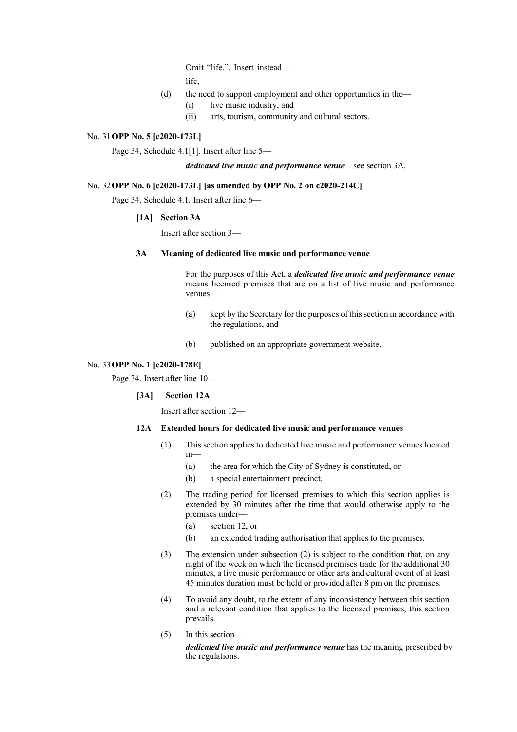Omit "life.". Insert instead—

life,

(d) the need to support employment and other opportunities in the—

(i) live music industry, and

(ii) arts, tourism, community and cultural sectors.

No. 31 **OPP No. 5 [c2020-173L]**

Page 34, Schedule 4.1[1]. Insert after line 5—

***dedicated live music and performance venue***—see section 3A.

No. 32 **OPP No. 6 [c2020-173L] [as amended by OPP No. 2 on c2020-214C]**

Page 34, Schedule 4.1. Insert after line 6—

**[1A] Section 3A**

Insert after section 3—

**3A Meaning of dedicated live music and performance venue**

For the purposes of this Act, a ***dedicated live music and performance venue*** means licensed premises that are on a list of live music and performance venues—

(a) kept by the Secretary for the purposes of this section in accordance with the regulations, and

(b) published on an appropriate government website.

No. 33 **OPP No. 1 [c2020-178E]**

Page 34. Insert after line 10—

**[3A] Section 12A**

Insert after section 12—

**12A Extended hours for dedicated live music and performance venues**

(1) This section applies to dedicated live music and performance venues located in—

(a) the area for which the City of Sydney is constituted, or

(b) a special entertainment precinct.

(2) The trading period for licensed premises to which this section applies is extended by 30 minutes after the time that would otherwise apply to the premises under—

(a) section 12, or

(b) an extended trading authorisation that applies to the premises.

(3) The extension under subsection (2) is subject to the condition that, on any night of the week on which the licensed premises trade for the additional 30 minutes, a live music performance or other arts and cultural event of at least 45 minutes duration must be held or provided after 8 pm on the premises.

(4) To avoid any doubt, to the extent of any inconsistency between this section and a relevant condition that applies to the licensed premises, this section prevails.

(5) In this section—

***dedicated live music and performance venue*** has the meaning prescribed by the regulations.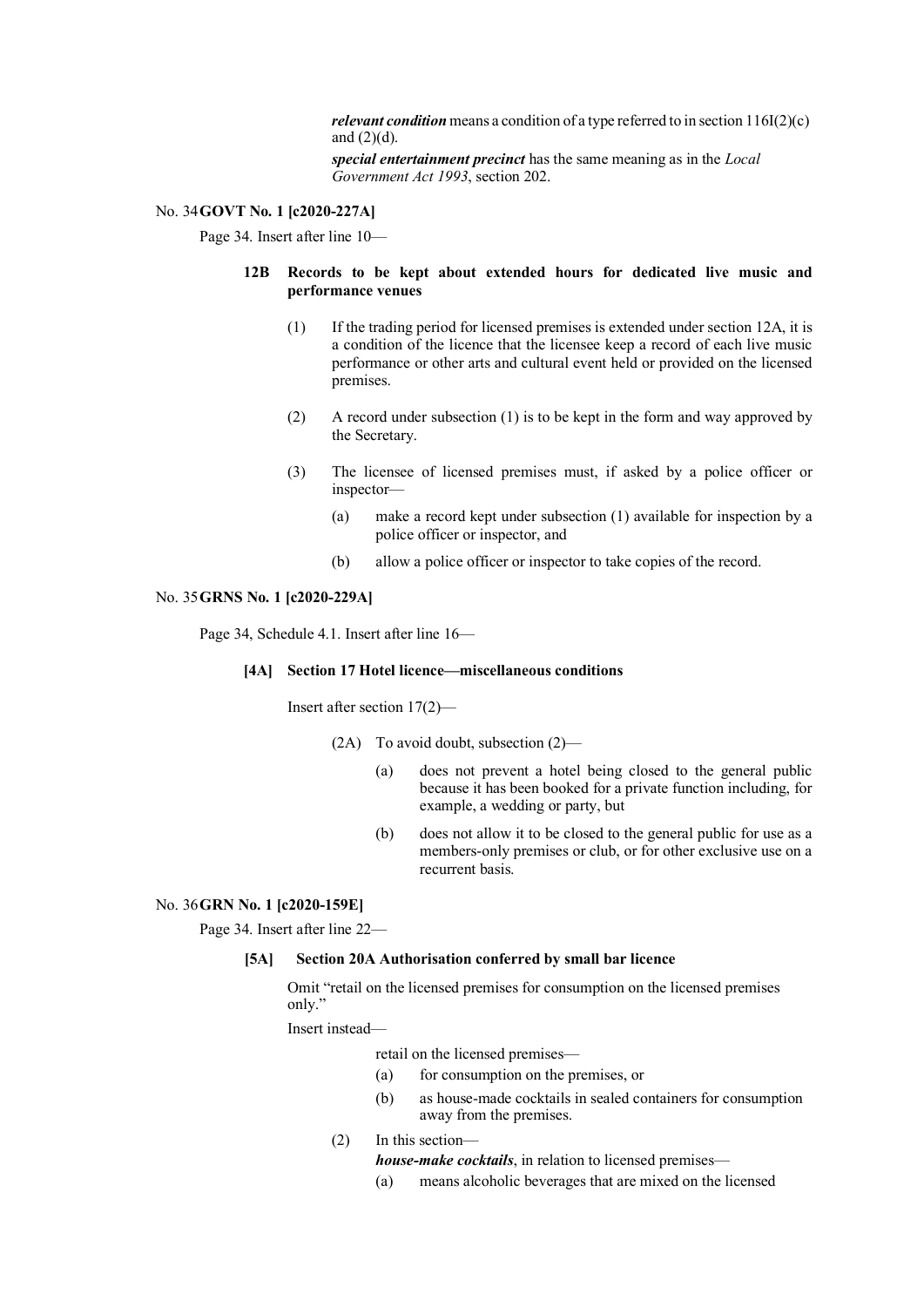***relevant condition*** means a condition of a type referred to in section 116I(2)(c) and (2)(d).

***special entertainment precinct*** has the same meaning as in the *Local Government Act 1993*, section 202.

No. 34 **GOVT No. 1 [c2020-227A]**

Page 34. Insert after line 10—

**12B Records to be kept about extended hours for dedicated live music and performance venues**

(1) If the trading period for licensed premises is extended under section 12A, it is a condition of the licence that the licensee keep a record of each live music performance or other arts and cultural event held or provided on the licensed premises.

(2) A record under subsection (1) is to be kept in the form and way approved by the Secretary.

(3) The licensee of licensed premises must, if asked by a police officer or inspector—

(a) make a record kept under subsection (1) available for inspection by a police officer or inspector, and

(b) allow a police officer or inspector to take copies of the record.

No. 35 **GRNS No. 1 [c2020-229A]**

Page 34, Schedule 4.1. Insert after line 16—

**[4A] Section 17 Hotel licence—miscellaneous conditions**

Insert after section 17(2)—

(2A) To avoid doubt, subsection (2)—

(a) does not prevent a hotel being closed to the general public because it has been booked for a private function including, for example, a wedding or party, but

(b) does not allow it to be closed to the general public for use as a members-only premises or club, or for other exclusive use on a recurrent basis.

No. 36 **GRN No. 1 [c2020-159E]**

Page 34. Insert after line 22—

**[5A] Section 20A Authorisation conferred by small bar licence**

Omit "retail on the licensed premises for consumption on the licensed premises only."

Insert instead—

retail on the licensed premises—

(a) for consumption on the premises, or

(b) as house-made cocktails in sealed containers for consumption away from the premises.

(2) In this section—

***house-make cocktails***, in relation to licensed premises—

(a) means alcoholic beverages that are mixed on the licensed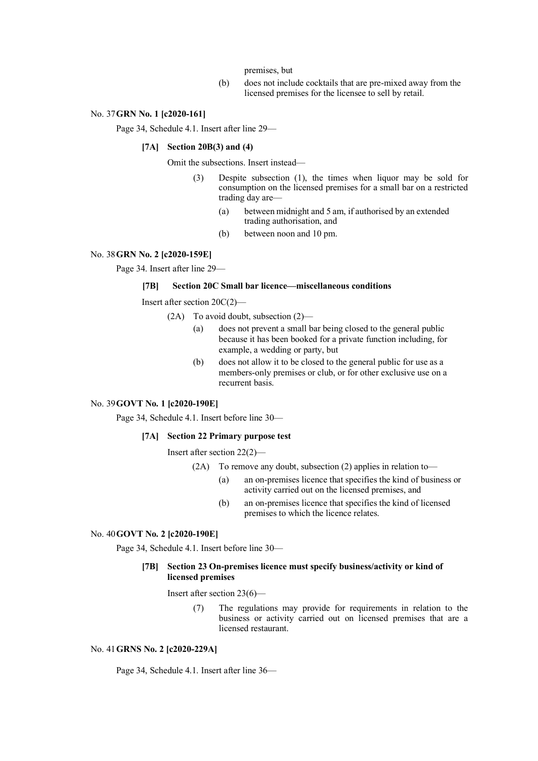premises, but

(b) does not include cocktails that are pre-mixed away from the licensed premises for the licensee to sell by retail.

No. 37 **GRN No. 1 [c2020-161]**

Page 34, Schedule 4.1. Insert after line 29—

**[7A] Section 20B(3) and (4)**

Omit the subsections. Insert instead—

(3) Despite subsection (1), the times when liquor may be sold for consumption on the licensed premises for a small bar on a restricted trading day are—

(a) between midnight and 5 am, if authorised by an extended trading authorisation, and

(b) between noon and 10 pm.

No. 38 **GRN No. 2 [c2020-159E]**

Page 34. Insert after line 29—

**[7B] Section 20C Small bar licence—miscellaneous conditions**

Insert after section 20C(2)—

(2A) To avoid doubt, subsection (2)—

(a) does not prevent a small bar being closed to the general public because it has been booked for a private function including, for example, a wedding or party, but

(b) does not allow it to be closed to the general public for use as a members-only premises or club, or for other exclusive use on a recurrent basis.

No. 39 **GOVT No. 1 [c2020-190E]**

Page 34, Schedule 4.1. Insert before line 30—

**[7A] Section 22 Primary purpose test**

Insert after section 22(2)—

(2A) To remove any doubt, subsection (2) applies in relation to—

(a) an on-premises licence that specifies the kind of business or activity carried out on the licensed premises, and

(b) an on-premises licence that specifies the kind of licensed premises to which the licence relates.

No. 40 **GOVT No. 2 [c2020-190E]**

Page 34, Schedule 4.1. Insert before line 30—

**[7B] Section 23 On-premises licence must specify business/activity or kind of licensed premises**

Insert after section 23(6)—

(7) The regulations may provide for requirements in relation to the business or activity carried out on licensed premises that are a licensed restaurant.

No. 41 **GRNS No. 2 [c2020-229A]**

Page 34, Schedule 4.1. Insert after line 36—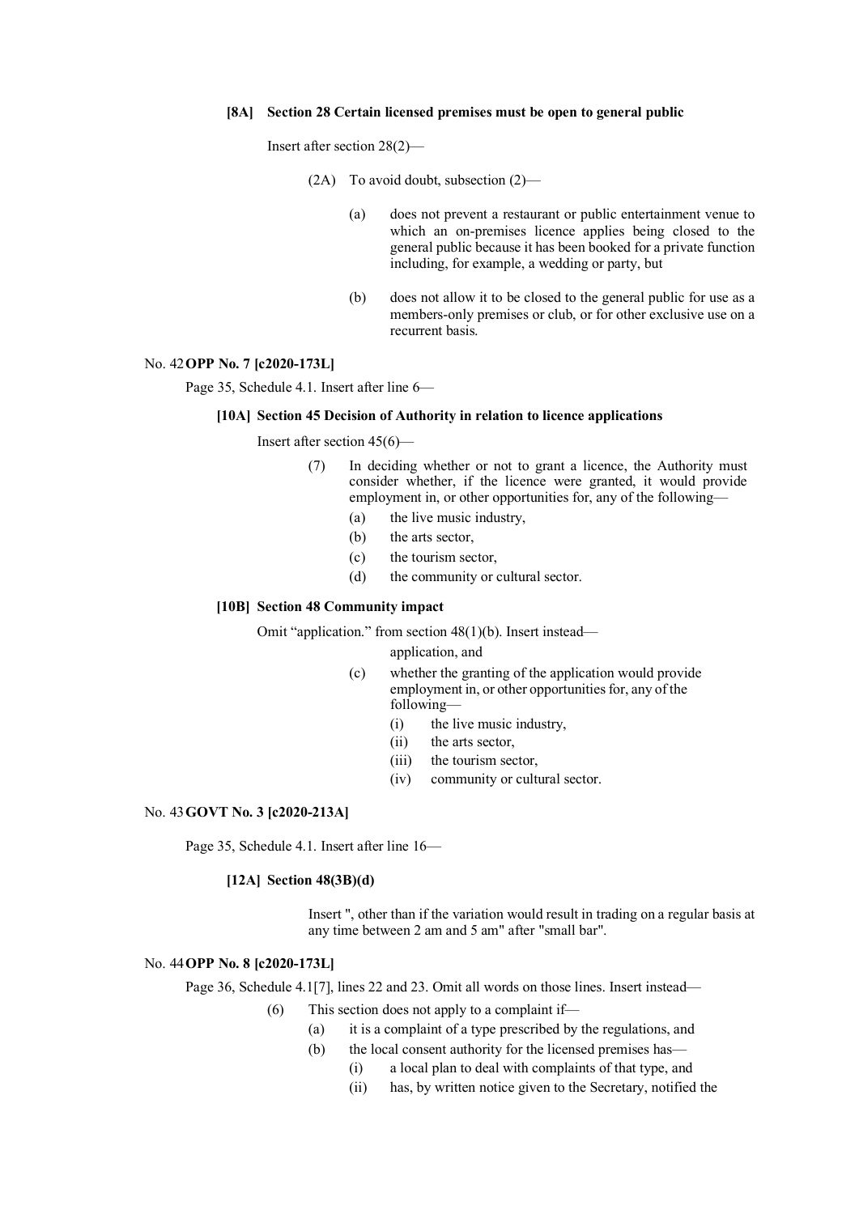**[8A] Section 28 Certain licensed premises must be open to general public**

Insert after section 28(2)—

(2A) To avoid doubt, subsection (2)—

(a) does not prevent a restaurant or public entertainment venue to which an on-premises licence applies being closed to the general public because it has been booked for a private function including, for example, a wedding or party, but

(b) does not allow it to be closed to the general public for use as a members-only premises or club, or for other exclusive use on a recurrent basis.

No. 42 **OPP No. 7 [c2020-173L]**

Page 35, Schedule 4.1. Insert after line 6—

**[10A] Section 45 Decision of Authority in relation to licence applications**

Insert after section 45(6)—

(7) In deciding whether or not to grant a licence, the Authority must consider whether, if the licence were granted, it would provide employment in, or other opportunities for, any of the following—

(a) the live music industry,

(b) the arts sector,

(c) the tourism sector,

(d) the community or cultural sector.

**[10B] Section 48 Community impact**

Omit "application." from section 48(1)(b). Insert instead—

application, and

(c) whether the granting of the application would provide employment in, or other opportunities for, any of the following—

(i) the live music industry,

(ii) the arts sector,

(iii) the tourism sector,

(iv) community or cultural sector.

No. 43 **GOVT No. 3 [c2020-213A]**

Page 35, Schedule 4.1. Insert after line 16—

**[12A] Section 48(3B)(d)**

Insert ", other than if the variation would result in trading on a regular basis at any time between 2 am and 5 am" after "small bar".

No. 44 **OPP No. 8 [c2020-173L]**

Page 36, Schedule 4.1[7], lines 22 and 23. Omit all words on those lines. Insert instead—

(6) This section does not apply to a complaint if—

(a) it is a complaint of a type prescribed by the regulations, and

(b) the local consent authority for the licensed premises has—

(i) a local plan to deal with complaints of that type, and

(ii) has, by written notice given to the Secretary, notified the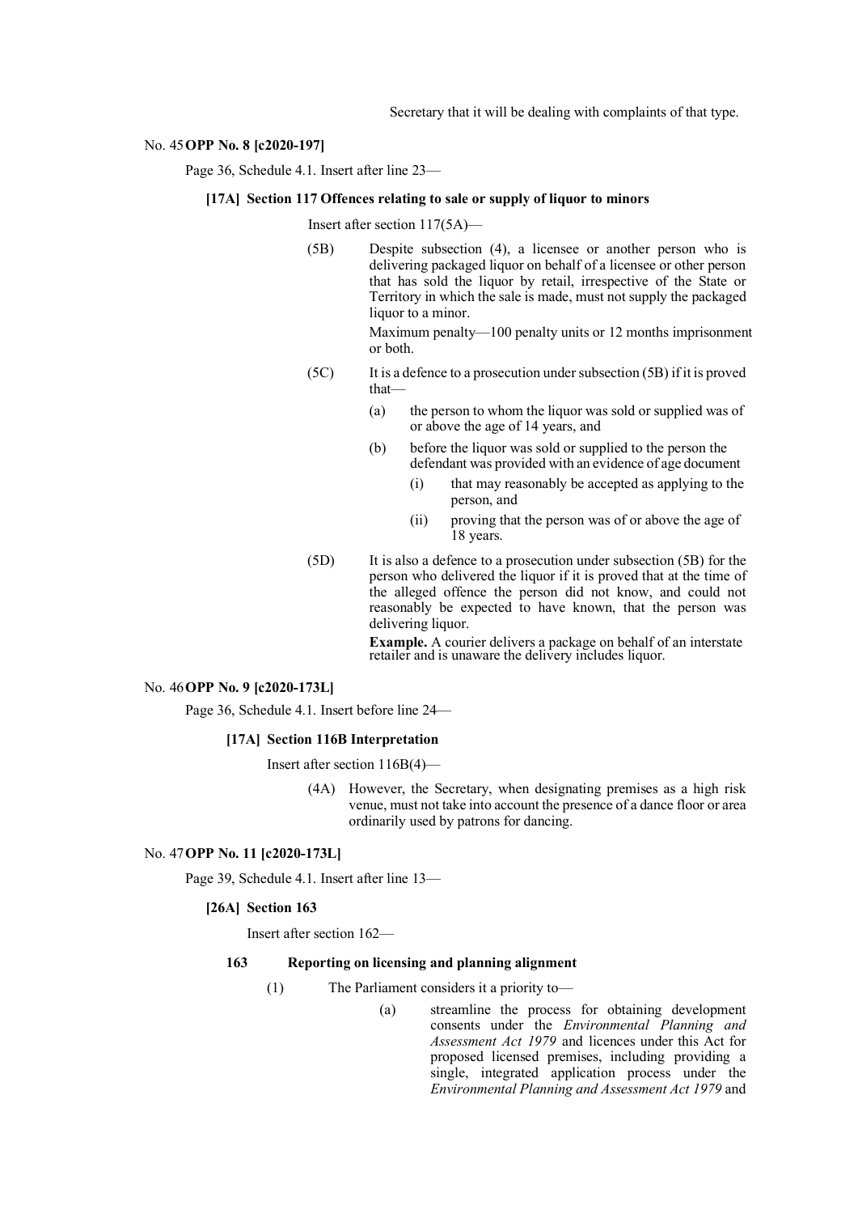Secretary that it will be dealing with complaints of that type.

No. 45 **OPP No. 8 [c2020-197]**

Page 36, Schedule 4.1. Insert after line 23—

**[17A] Section 117 Offences relating to sale or supply of liquor to minors**

Insert after section 117(5A)—

(5B) Despite subsection (4), a licensee or another person who is delivering packaged liquor on behalf of a licensee or other person that has sold the liquor by retail, irrespective of the State or Territory in which the sale is made, must not supply the packaged liquor to a minor.

Maximum penalty—100 penalty units or 12 months imprisonment or both.

(5C) It is a defence to a prosecution under subsection (5B) if it is proved that—

(a) the person to whom the liquor was sold or supplied was of or above the age of 14 years, and

(b) before the liquor was sold or supplied to the person the defendant was provided with an evidence of age document

(i) that may reasonably be accepted as applying to the person, and

(ii) proving that the person was of or above the age of 18 years.

(5D) It is also a defence to a prosecution under subsection (5B) for the person who delivered the liquor if it is proved that at the time of the alleged offence the person did not know, and could not reasonably be expected to have known, that the person was delivering liquor.

**Example.** A courier delivers a package on behalf of an interstate retailer and is unaware the delivery includes liquor.

No. 46 **OPP No. 9 [c2020-173L]**

Page 36, Schedule 4.1. Insert before line 24—

**[17A] Section 116B Interpretation**

Insert after section 116B(4)—

(4A) However, the Secretary, when designating premises as a high risk venue, must not take into account the presence of a dance floor or area ordinarily used by patrons for dancing.

No. 47 **OPP No. 11 [c2020-173L]**

Page 39, Schedule 4.1. Insert after line 13—

**[26A] Section 163**

Insert after section 162—

**163 Reporting on licensing and planning alignment**

(1) The Parliament considers it a priority to—

(a) streamline the process for obtaining development consents under the *Environmental Planning and Assessment Act 1979* and licences under this Act for proposed licensed premises, including providing a single, integrated application process under the *Environmental Planning and Assessment Act 1979* and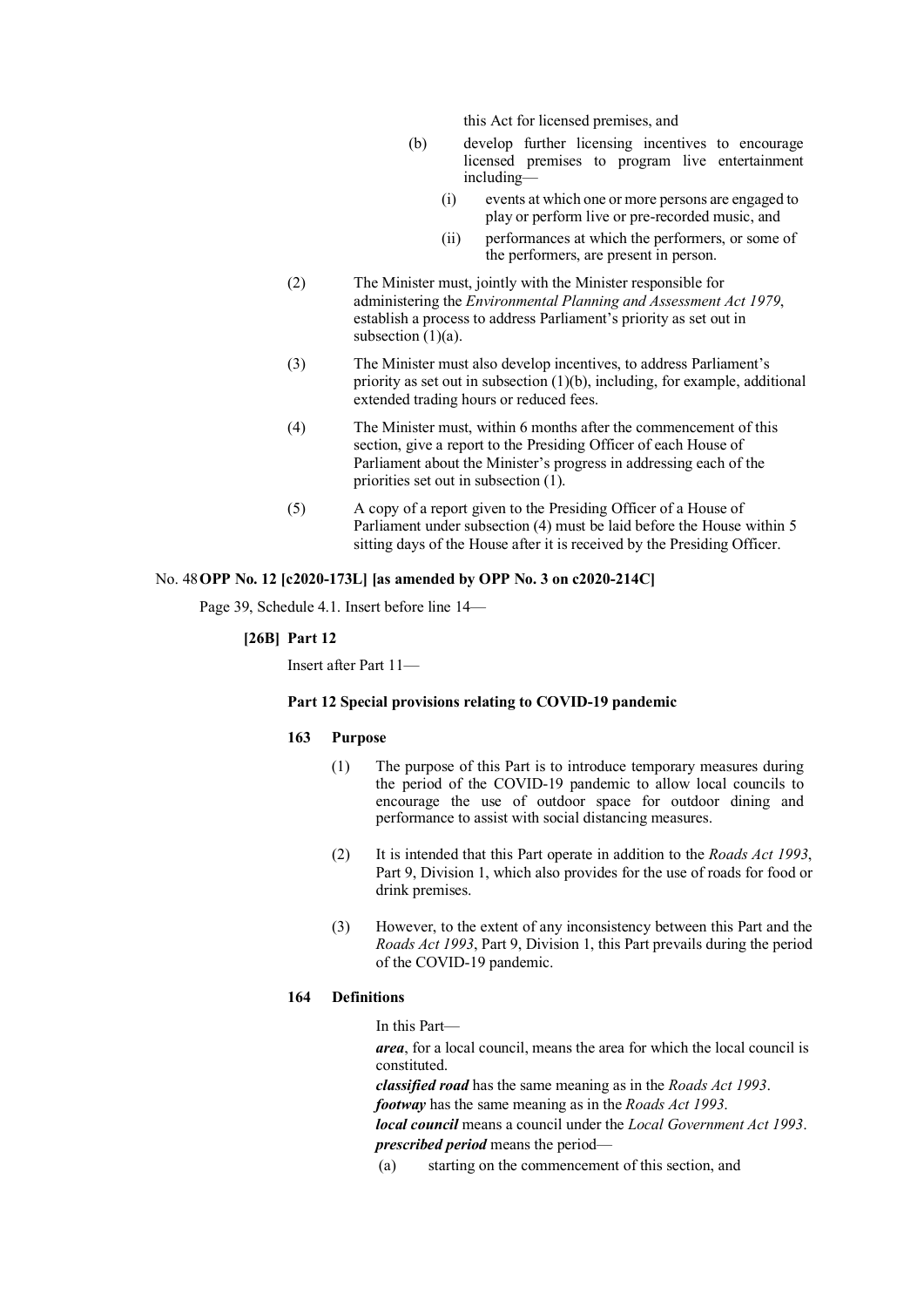this Act for licensed premises, and

(b) develop further licensing incentives to encourage licensed premises to program live entertainment including—

(i) events at which one or more persons are engaged to play or perform live or pre-recorded music, and

(ii) performances at which the performers, or some of the performers, are present in person.

(2) The Minister must, jointly with the Minister responsible for administering the *Environmental Planning and Assessment Act 1979*, establish a process to address Parliament's priority as set out in subsection (1)(a).

(3) The Minister must also develop incentives, to address Parliament's priority as set out in subsection (1)(b), including, for example, additional extended trading hours or reduced fees.

(4) The Minister must, within 6 months after the commencement of this section, give a report to the Presiding Officer of each House of Parliament about the Minister's progress in addressing each of the priorities set out in subsection (1).

(5) A copy of a report given to the Presiding Officer of a House of Parliament under subsection (4) must be laid before the House within 5 sitting days of the House after it is received by the Presiding Officer.

No. 48 **OPP No. 12 [c2020-173L] [as amended by OPP No. 3 on c2020-214C]**

Page 39, Schedule 4.1. Insert before line 14—

**[26B] Part 12**

Insert after Part 11—

**Part 12 Special provisions relating to COVID-19 pandemic**

**163 Purpose**

(1) The purpose of this Part is to introduce temporary measures during the period of the COVID-19 pandemic to allow local councils to encourage the use of outdoor space for outdoor dining and performance to assist with social distancing measures.

(2) It is intended that this Part operate in addition to the *Roads Act 1993*, Part 9, Division 1, which also provides for the use of roads for food or drink premises.

(3) However, to the extent of any inconsistency between this Part and the *Roads Act 1993*, Part 9, Division 1, this Part prevails during the period of the COVID-19 pandemic.

**164 Definitions**

In this Part—

***area***, for a local council, means the area for which the local council is constituted.

***classified road*** has the same meaning as in the *Roads Act 1993*.

***footway*** has the same meaning as in the *Roads Act 1993.*

***local council*** means a council under the *Local Government Act 1993*.

***prescribed period*** means the period—

(a) starting on the commencement of this section, and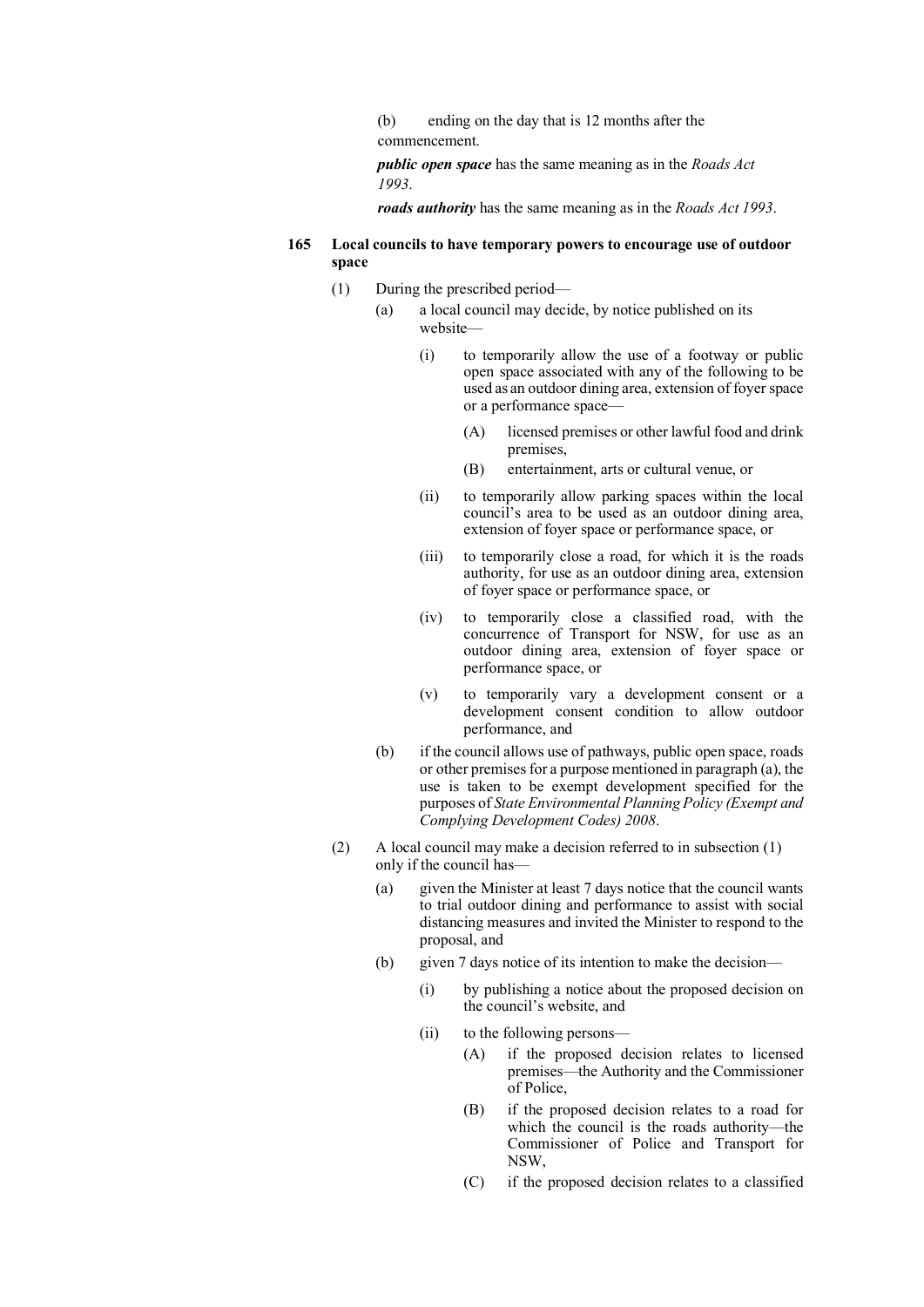(b) ending on the day that is 12 months after the commencement.

***public open space*** has the same meaning as in the *Roads Act 1993*.

***roads authority*** has the same meaning as in the *Roads Act 1993*.

### 165 Local councils to have temporary powers to encourage use of outdoor space

(1) During the prescribed period—

- (a) a local council may decide, by notice published on its website—
  - (i) to temporarily allow the use of a footway or public open space associated with any of the following to be used as an outdoor dining area, extension of foyer space or a performance space—
    - (A) licensed premises or other lawful food and drink premises,
    - (B) entertainment, arts or cultural venue, or
  - (ii) to temporarily allow parking spaces within the local council's area to be used as an outdoor dining area, extension of foyer space or performance space, or
  - (iii) to temporarily close a road, for which it is the roads authority, for use as an outdoor dining area, extension of foyer space or performance space, or
  - (iv) to temporarily close a classified road, with the concurrence of Transport for NSW, for use as an outdoor dining area, extension of foyer space or performance space, or
  - (v) to temporarily vary a development consent or a development consent condition to allow outdoor performance, and
- (b) if the council allows use of pathways, public open space, roads or other premises for a purpose mentioned in paragraph (a), the use is taken to be exempt development specified for the purposes of *State Environmental Planning Policy (Exempt and Complying Development Codes) 2008*.

(2) A local council may make a decision referred to in subsection (1) only if the council has—

- (a) given the Minister at least 7 days notice that the council wants to trial outdoor dining and performance to assist with social distancing measures and invited the Minister to respond to the proposal, and
- (b) given 7 days notice of its intention to make the decision—
  - (i) by publishing a notice about the proposed decision on the council's website, and
  - (ii) to the following persons—
    - (A) if the proposed decision relates to licensed premises—the Authority and the Commissioner of Police,
    - (B) if the proposed decision relates to a road for which the council is the roads authority—the Commissioner of Police and Transport for NSW,
    - (C) if the proposed decision relates to a classified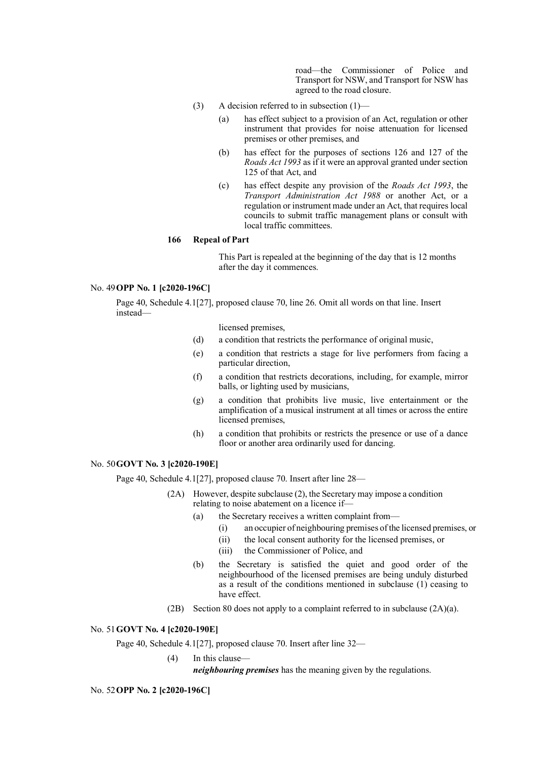road—the Commissioner of Police and Transport for NSW, and Transport for NSW has agreed to the road closure.

(3) A decision referred to in subsection (1)—

(a) has effect subject to a provision of an Act, regulation or other instrument that provides for noise attenuation for licensed premises or other premises, and

(b) has effect for the purposes of sections 126 and 127 of the *Roads Act 1993* as if it were an approval granted under section 125 of that Act, and

(c) has effect despite any provision of the *Roads Act 1993*, the *Transport Administration Act 1988* or another Act, or a regulation or instrument made under an Act, that requires local councils to submit traffic management plans or consult with local traffic committees.

**166 Repeal of Part**

This Part is repealed at the beginning of the day that is 12 months after the day it commences.

No. 49 **OPP No. 1 [c2020-196C]**

Page 40, Schedule 4.1[27], proposed clause 70, line 26. Omit all words on that line. Insert instead—

licensed premises,

(d) a condition that restricts the performance of original music,

(e) a condition that restricts a stage for live performers from facing a particular direction,

(f) a condition that restricts decorations, including, for example, mirror balls, or lighting used by musicians,

(g) a condition that prohibits live music, live entertainment or the amplification of a musical instrument at all times or across the entire licensed premises,

(h) a condition that prohibits or restricts the presence or use of a dance floor or another area ordinarily used for dancing.

No. 50 **GOVT No. 3 [c2020-190E]**

Page 40, Schedule 4.1[27], proposed clause 70. Insert after line 28—

(2A) However, despite subclause (2), the Secretary may impose a condition relating to noise abatement on a licence if—

(a) the Secretary receives a written complaint from—

(i) an occupier of neighbouring premises of the licensed premises, or

(ii) the local consent authority for the licensed premises, or

(iii) the Commissioner of Police, and

(b) the Secretary is satisfied the quiet and good order of the neighbourhood of the licensed premises are being unduly disturbed as a result of the conditions mentioned in subclause (1) ceasing to have effect.

(2B) Section 80 does not apply to a complaint referred to in subclause (2A)(a).

No. 51 **GOVT No. 4 [c2020-190E]**

Page 40, Schedule 4.1[27], proposed clause 70. Insert after line 32—

(4) In this clause—

***neighbouring premises*** has the meaning given by the regulations.

No. 52 **OPP No. 2 [c2020-196C]**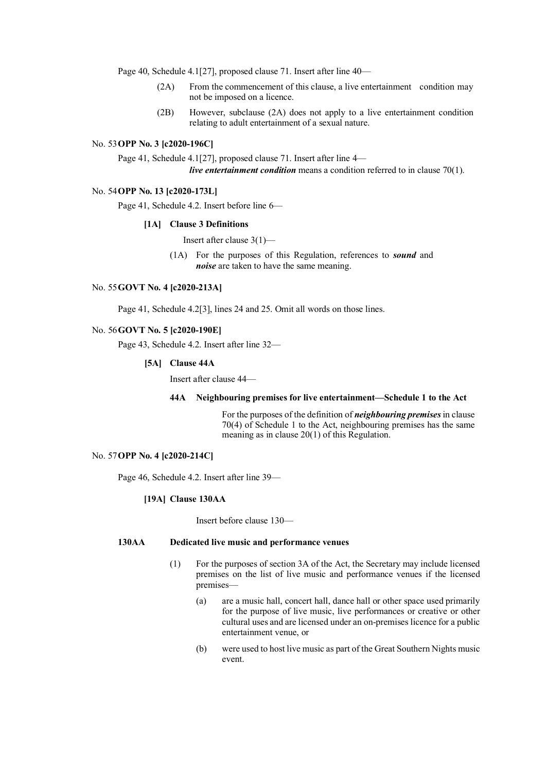Page 40, Schedule 4.1[27], proposed clause 71. Insert after line 40—

> (2A) From the commencement of this clause, a live entertainment condition may not be imposed on a licence.
>
> (2B) However, subclause (2A) does not apply to a live entertainment condition relating to adult entertainment of a sexual nature.

No. 53 **OPP No. 3 [c2020-196C]**

Page 41, Schedule 4.1[27], proposed clause 71. Insert after line 4—

> ***live entertainment condition*** means a condition referred to in clause 70(1).

No. 54 **OPP No. 13 [c2020-173L]**

Page 41, Schedule 4.2. Insert before line 6—

> **[1A] Clause 3 Definitions**
>
> Insert after clause 3(1)—
>
> (1A) For the purposes of this Regulation, references to ***sound*** and ***noise*** are taken to have the same meaning.

No. 55 **GOVT No. 4 [c2020-213A]**

Page 41, Schedule 4.2[3], lines 24 and 25. Omit all words on those lines.

No. 56 **GOVT No. 5 [c2020-190E]**

Page 43, Schedule 4.2. Insert after line 32—

> **[5A] Clause 44A**
>
> Insert after clause 44—
>
> **44A Neighbouring premises for live entertainment—Schedule 1 to the Act**
>
> For the purposes of the definition of ***neighbouring premises*** in clause 70(4) of Schedule 1 to the Act, neighbouring premises has the same meaning as in clause 20(1) of this Regulation.

No. 57 **OPP No. 4 [c2020-214C]**

Page 46, Schedule 4.2. Insert after line 39—

> **[19A] Clause 130AA**
>
> Insert before clause 130—
>
> **130AA Dedicated live music and performance venues**
>
> (1) For the purposes of section 3A of the Act, the Secretary may include licensed premises on the list of live music and performance venues if the licensed premises—
>
> (a) are a music hall, concert hall, dance hall or other space used primarily for the purpose of live music, live performances or creative or other cultural uses and are licensed under an on-premises licence for a public entertainment venue, or
>
> (b) were used to host live music as part of the Great Southern Nights music event.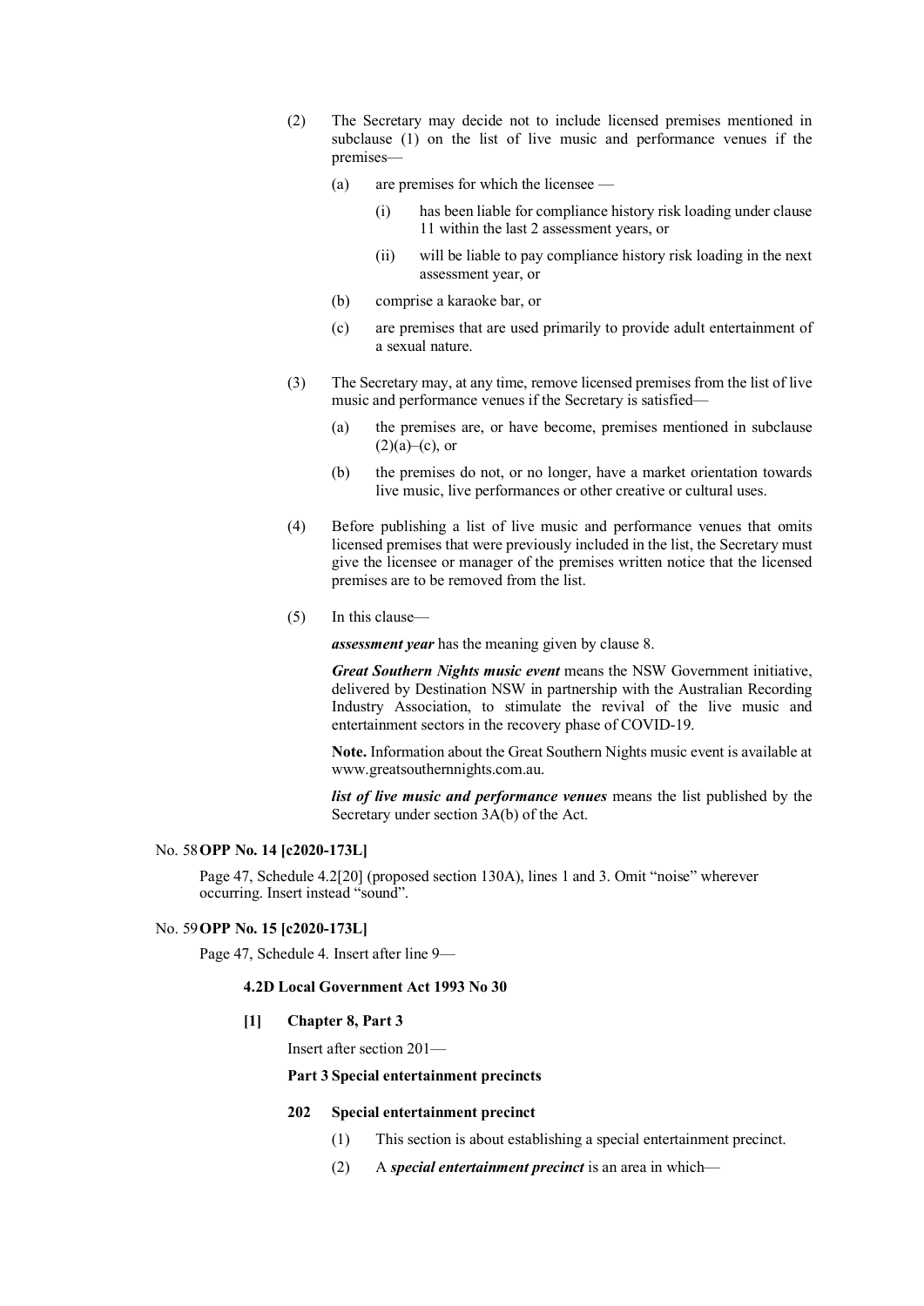(2) The Secretary may decide not to include licensed premises mentioned in subclause (1) on the list of live music and performance venues if the premises—

(a) are premises for which the licensee —

(i) has been liable for compliance history risk loading under clause 11 within the last 2 assessment years, or

(ii) will be liable to pay compliance history risk loading in the next assessment year, or

(b) comprise a karaoke bar, or

(c) are premises that are used primarily to provide adult entertainment of a sexual nature.

(3) The Secretary may, at any time, remove licensed premises from the list of live music and performance venues if the Secretary is satisfied—

(a) the premises are, or have become, premises mentioned in subclause (2)(a)–(c), or

(b) the premises do not, or no longer, have a market orientation towards live music, live performances or other creative or cultural uses.

(4) Before publishing a list of live music and performance venues that omits licensed premises that were previously included in the list, the Secretary must give the licensee or manager of the premises written notice that the licensed premises are to be removed from the list.

(5) In this clause—

***assessment year*** has the meaning given by clause 8.

***Great Southern Nights music event*** means the NSW Government initiative, delivered by Destination NSW in partnership with the Australian Recording Industry Association, to stimulate the revival of the live music and entertainment sectors in the recovery phase of COVID-19.

**Note.** Information about the Great Southern Nights music event is available at www.greatsouthernnights.com.au.

***list of live music and performance venues*** means the list published by the Secretary under section 3A(b) of the Act.

No. 58 **OPP No. 14 [c2020-173L]**

Page 47, Schedule 4.2[20] (proposed section 130A), lines 1 and 3. Omit "noise" wherever occurring. Insert instead "sound".

No. 59 **OPP No. 15 [c2020-173L]**

Page 47, Schedule 4. Insert after line 9—

**4.2D Local Government Act 1993 No 30**

**[1] Chapter 8, Part 3**

Insert after section 201—

**Part 3 Special entertainment precincts**

**202 Special entertainment precinct**

(1) This section is about establishing a special entertainment precinct.

(2) A ***special entertainment precinct*** is an area in which—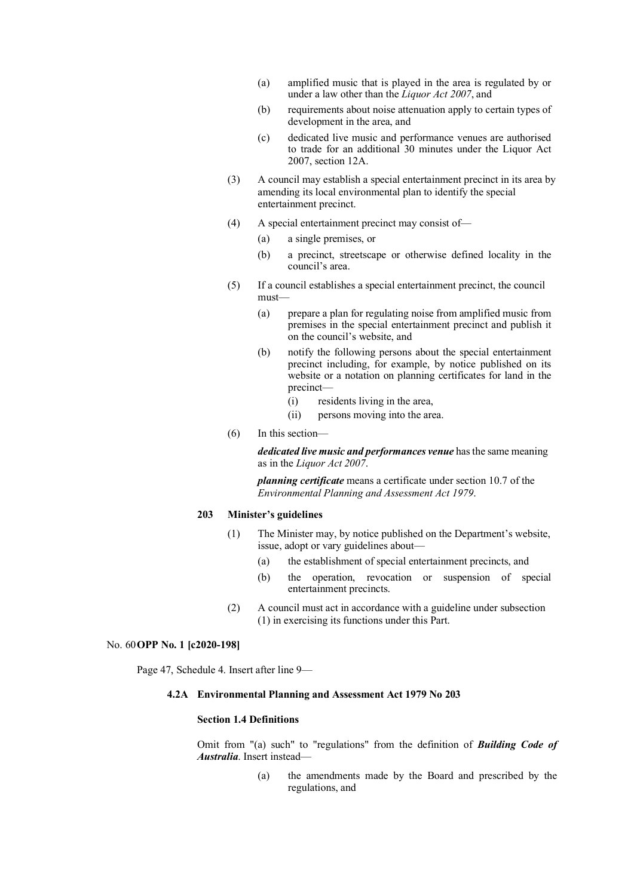(a) amplified music that is played in the area is regulated by or under a law other than the *Liquor Act 2007*, and

(b) requirements about noise attenuation apply to certain types of development in the area, and

(c) dedicated live music and performance venues are authorised to trade for an additional 30 minutes under the Liquor Act 2007, section 12A.

(3) A council may establish a special entertainment precinct in its area by amending its local environmental plan to identify the special entertainment precinct.

(4) A special entertainment precinct may consist of—

(a) a single premises, or

(b) a precinct, streetscape or otherwise defined locality in the council's area.

(5) If a council establishes a special entertainment precinct, the council must—

(a) prepare a plan for regulating noise from amplified music from premises in the special entertainment precinct and publish it on the council's website, and

(b) notify the following persons about the special entertainment precinct including, for example, by notice published on its website or a notation on planning certificates for land in the precinct—

(i) residents living in the area,

(ii) persons moving into the area.

(6) In this section—

***dedicated live music and performances venue*** has the same meaning as in the *Liquor Act 2007*.

***planning certificate*** means a certificate under section 10.7 of the *Environmental Planning and Assessment Act 1979*.

**203 Minister's guidelines**

(1) The Minister may, by notice published on the Department's website, issue, adopt or vary guidelines about—

(a) the establishment of special entertainment precincts, and

(b) the operation, revocation or suspension of special entertainment precincts.

(2) A council must act in accordance with a guideline under subsection (1) in exercising its functions under this Part.

No. 60 **OPP No. 1 [c2020-198]**

Page 47, Schedule 4. Insert after line 9—

**4.2A Environmental Planning and Assessment Act 1979 No 203**

**Section 1.4 Definitions**

Omit from "(a) such" to "regulations" from the definition of ***Building Code of Australia***. Insert instead—

(a) the amendments made by the Board and prescribed by the regulations, and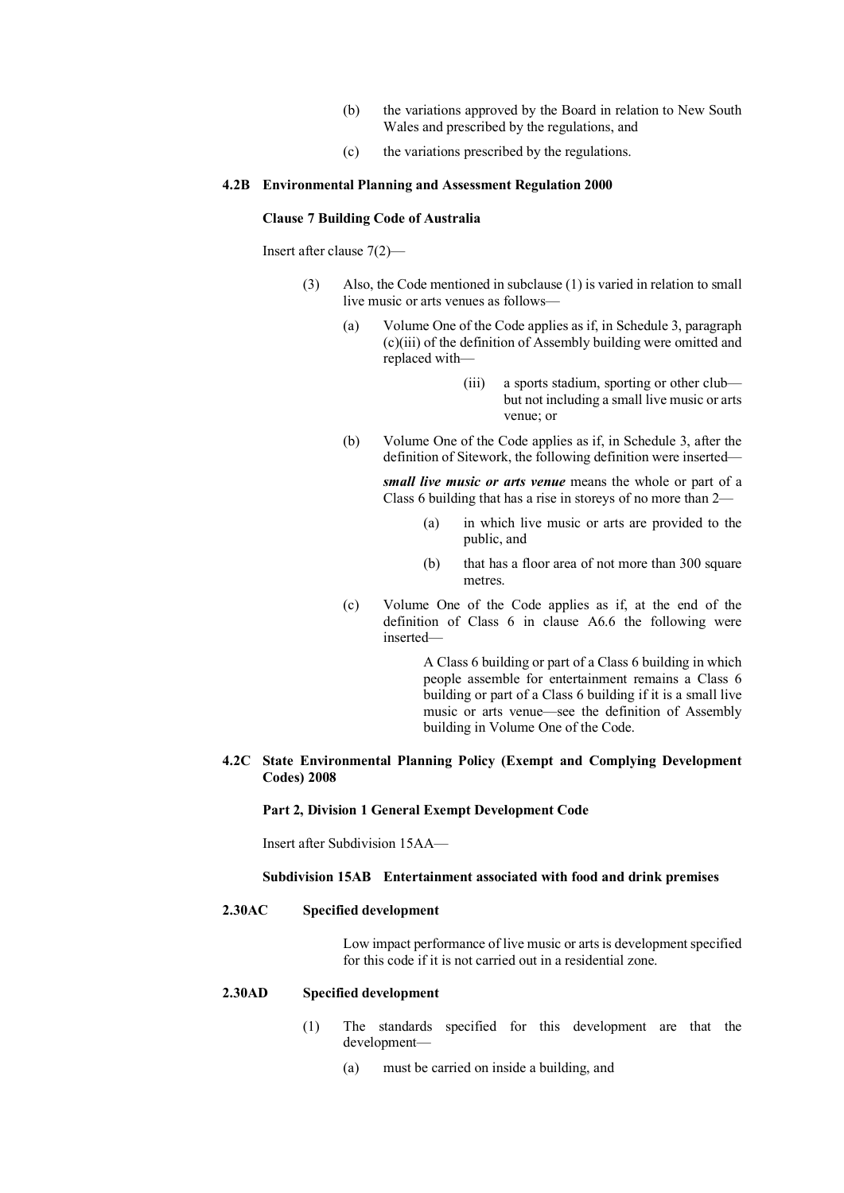(b) the variations approved by the Board in relation to New South Wales and prescribed by the regulations, and

(c) the variations prescribed by the regulations.

### 4.2B Environmental Planning and Assessment Regulation 2000

**Clause 7 Building Code of Australia**

Insert after clause 7(2)—

(3) Also, the Code mentioned in subclause (1) is varied in relation to small live music or arts venues as follows—

(a) Volume One of the Code applies as if, in Schedule 3, paragraph (c)(iii) of the definition of Assembly building were omitted and replaced with—

> (iii) a sports stadium, sporting or other club—but not including a small live music or arts venue; or

(b) Volume One of the Code applies as if, in Schedule 3, after the definition of Sitework, the following definition were inserted—

> ***small live music or arts venue*** means the whole or part of a Class 6 building that has a rise in storeys of no more than 2—
>
> (a) in which live music or arts are provided to the public, and
>
> (b) that has a floor area of not more than 300 square metres.

(c) Volume One of the Code applies as if, at the end of the definition of Class 6 in clause A6.6 the following were inserted—

> A Class 6 building or part of a Class 6 building in which people assemble for entertainment remains a Class 6 building or part of a Class 6 building if it is a small live music or arts venue—see the definition of Assembly building in Volume One of the Code.

### 4.2C State Environmental Planning Policy (Exempt and Complying Development Codes) 2008

**Part 2, Division 1 General Exempt Development Code**

Insert after Subdivision 15AA—

**Subdivision 15AB Entertainment associated with food and drink premises**

**2.30AC Specified development**

Low impact performance of live music or arts is development specified for this code if it is not carried out in a residential zone.

**2.30AD Specified development**

(1) The standards specified for this development are that the development—

(a) must be carried on inside a building, and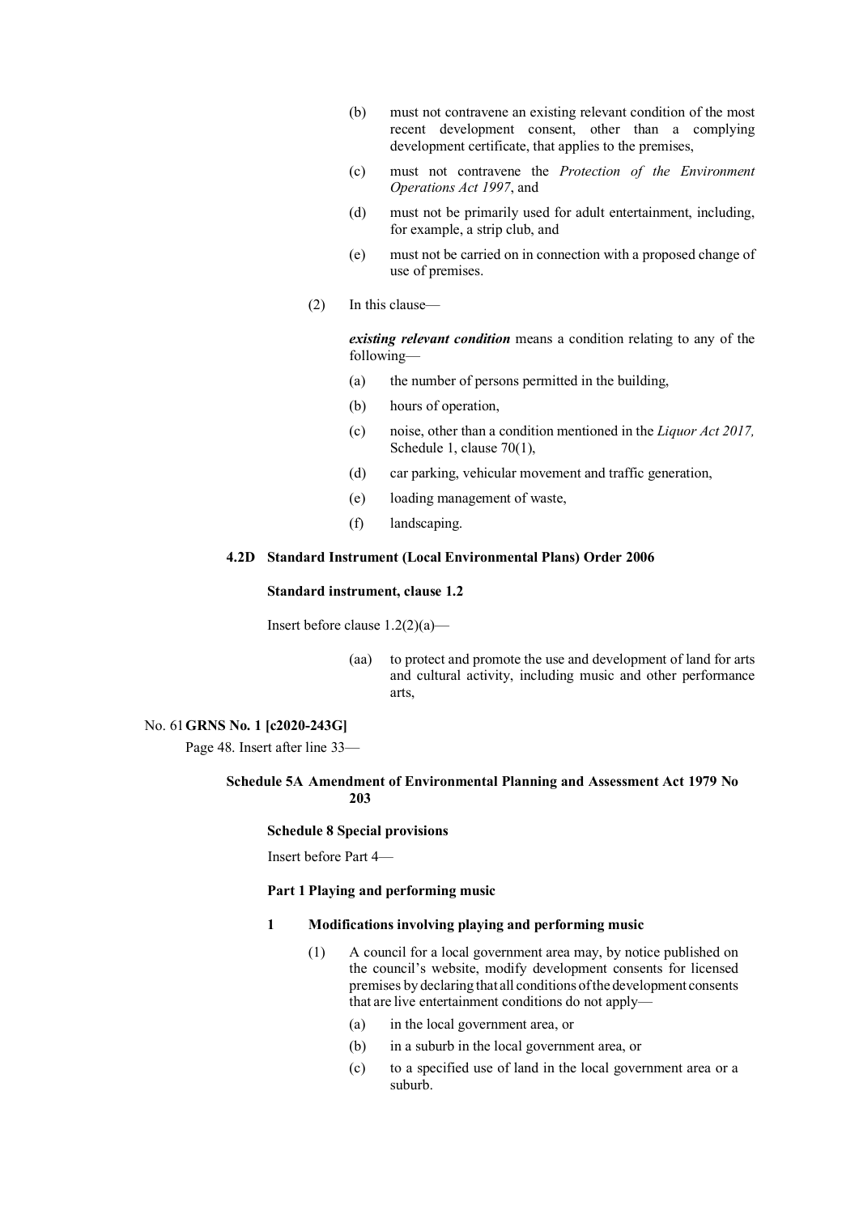(b) must not contravene an existing relevant condition of the most recent development consent, other than a complying development certificate, that applies to the premises,

(c) must not contravene the *Protection of the Environment Operations Act 1997*, and

(d) must not be primarily used for adult entertainment, including, for example, a strip club, and

(e) must not be carried on in connection with a proposed change of use of premises.

(2) In this clause—

***existing relevant condition*** means a condition relating to any of the following—

(a) the number of persons permitted in the building,

(b) hours of operation,

(c) noise, other than a condition mentioned in the *Liquor Act 2017,* Schedule 1, clause 70(1),

(d) car parking, vehicular movement and traffic generation,

(e) loading management of waste,

(f) landscaping.

**4.2D Standard Instrument (Local Environmental Plans) Order 2006**

**Standard instrument, clause 1.2**

Insert before clause 1.2(2)(a)—

(aa) to protect and promote the use and development of land for arts and cultural activity, including music and other performance arts,

No. 61 **GRNS No. 1 [c2020-243G]**

Page 48. Insert after line 33—

**Schedule 5A Amendment of Environmental Planning and Assessment Act 1979 No 203**

**Schedule 8 Special provisions**

Insert before Part 4—

**Part 1 Playing and performing music**

**1 Modifications involving playing and performing music**

(1) A council for a local government area may, by notice published on the council's website, modify development consents for licensed premises by declaring that all conditions of the development consents that are live entertainment conditions do not apply—

(a) in the local government area, or

(b) in a suburb in the local government area, or

(c) to a specified use of land in the local government area or a suburb.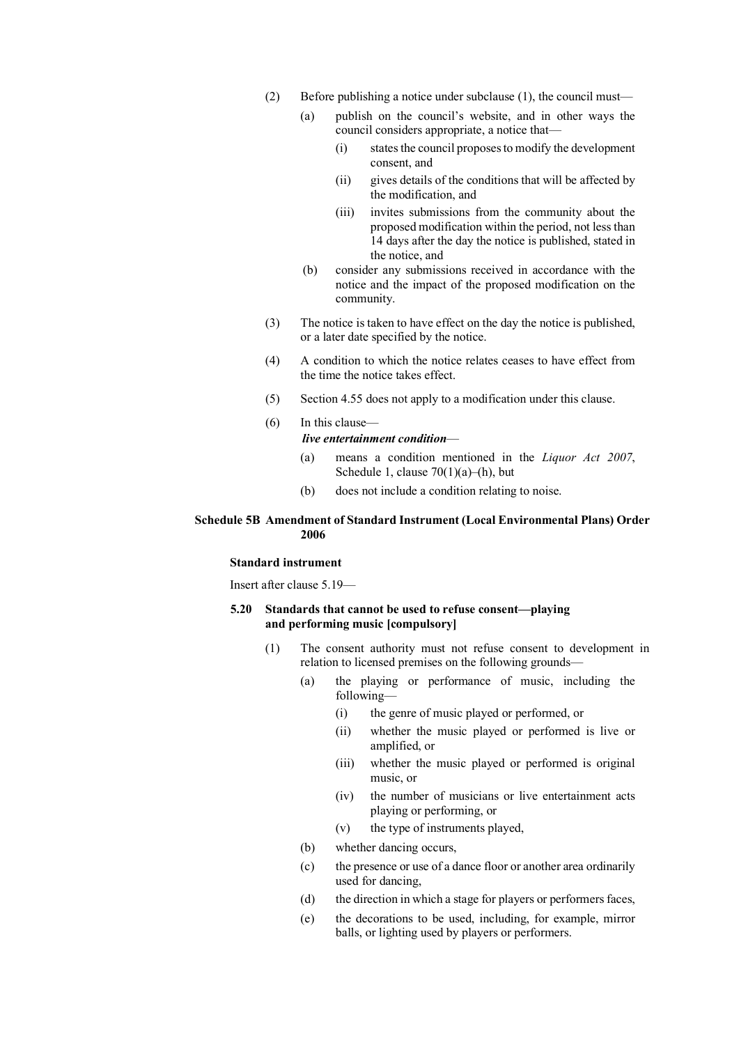(2) Before publishing a notice under subclause (1), the council must—

  (a) publish on the council's website, and in other ways the council considers appropriate, a notice that—

    (i) states the council proposes to modify the development consent, and

    (ii) gives details of the conditions that will be affected by the modification, and

    (iii) invites submissions from the community about the proposed modification within the period, not less than 14 days after the day the notice is published, stated in the notice, and

  (b) consider any submissions received in accordance with the notice and the impact of the proposed modification on the community.

(3) The notice is taken to have effect on the day the notice is published, or a later date specified by the notice.

(4) A condition to which the notice relates ceases to have effect from the time the notice takes effect.

(5) Section 4.55 does not apply to a modification under this clause.

(6) In this clause—

***live entertainment condition***—

  (a) means a condition mentioned in the *Liquor Act 2007*, Schedule 1, clause 70(1)(a)–(h), but

  (b) does not include a condition relating to noise.

## Schedule 5B Amendment of Standard Instrument (Local Environmental Plans) Order 2006

**Standard instrument**

Insert after clause 5.19—

### 5.20 Standards that cannot be used to refuse consent—playing and performing music [compulsory]

(1) The consent authority must not refuse consent to development in relation to licensed premises on the following grounds—

  (a) the playing or performance of music, including the following—

    (i) the genre of music played or performed, or

    (ii) whether the music played or performed is live or amplified, or

    (iii) whether the music played or performed is original music, or

    (iv) the number of musicians or live entertainment acts playing or performing, or

    (v) the type of instruments played,

  (b) whether dancing occurs,

  (c) the presence or use of a dance floor or another area ordinarily used for dancing,

  (d) the direction in which a stage for players or performers faces,

  (e) the decorations to be used, including, for example, mirror balls, or lighting used by players or performers.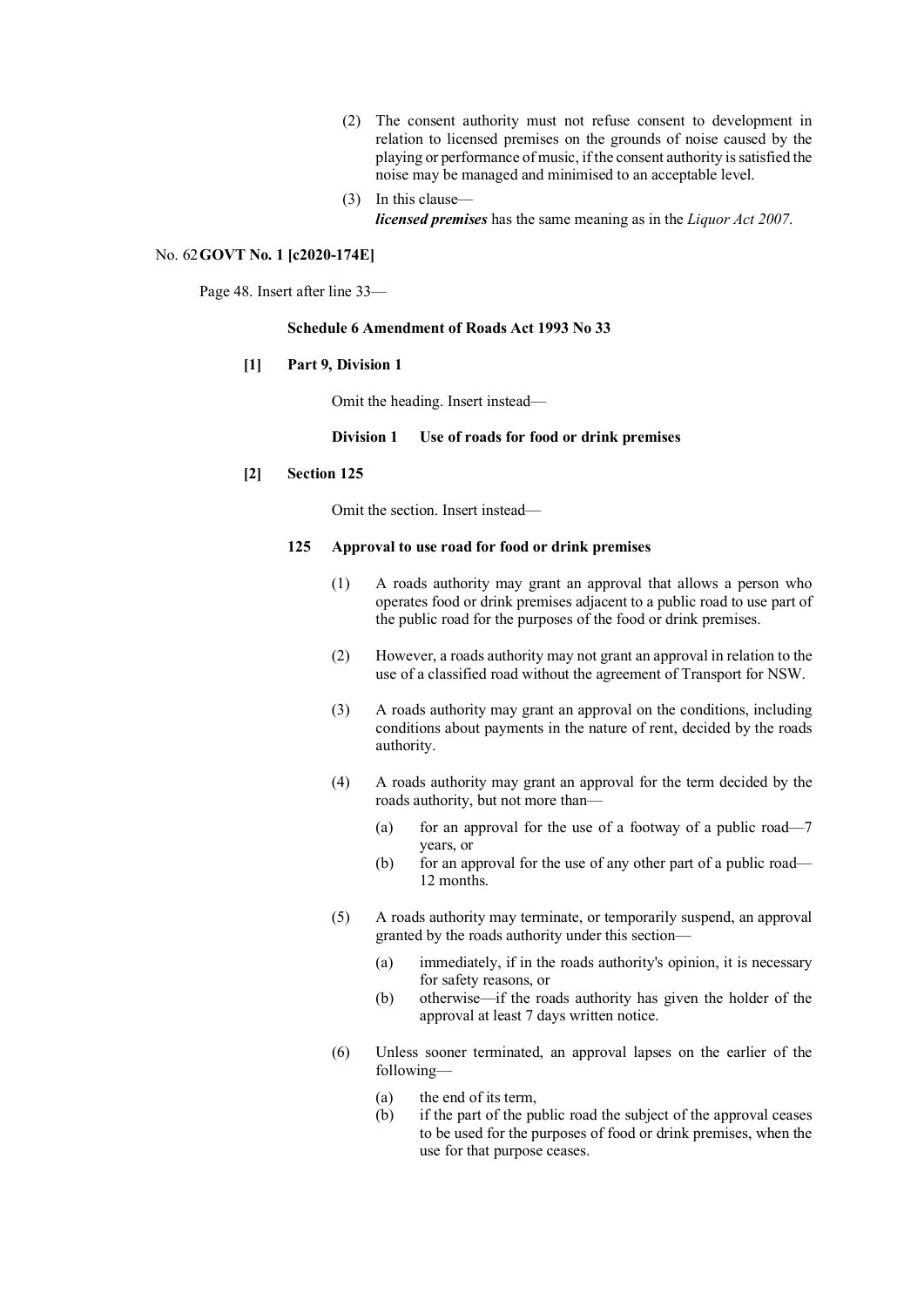(2) The consent authority must not refuse consent to development in relation to licensed premises on the grounds of noise caused by the playing or performance of music, if the consent authority is satisfied the noise may be managed and minimised to an acceptable level.

(3) In this clause—

***licensed premises*** has the same meaning as in the *Liquor Act 2007*.

No. 62 **GOVT No. 1 [c2020-174E]**

Page 48. Insert after line 33—

**Schedule 6 Amendment of Roads Act 1993 No 33**

**[1] Part 9, Division 1**

Omit the heading. Insert instead—

**Division 1 Use of roads for food or drink premises**

**[2] Section 125**

Omit the section. Insert instead—

**125 Approval to use road for food or drink premises**

(1) A roads authority may grant an approval that allows a person who operates food or drink premises adjacent to a public road to use part of the public road for the purposes of the food or drink premises.

(2) However, a roads authority may not grant an approval in relation to the use of a classified road without the agreement of Transport for NSW.

(3) A roads authority may grant an approval on the conditions, including conditions about payments in the nature of rent, decided by the roads authority.

(4) A roads authority may grant an approval for the term decided by the roads authority, but not more than—

(a) for an approval for the use of a footway of a public road—7 years, or

(b) for an approval for the use of any other part of a public road—12 months.

(5) A roads authority may terminate, or temporarily suspend, an approval granted by the roads authority under this section—

(a) immediately, if in the roads authority's opinion, it is necessary for safety reasons, or

(b) otherwise—if the roads authority has given the holder of the approval at least 7 days written notice.

(6) Unless sooner terminated, an approval lapses on the earlier of the following—

(a) the end of its term,

(b) if the part of the public road the subject of the approval ceases to be used for the purposes of food or drink premises, when the use for that purpose ceases.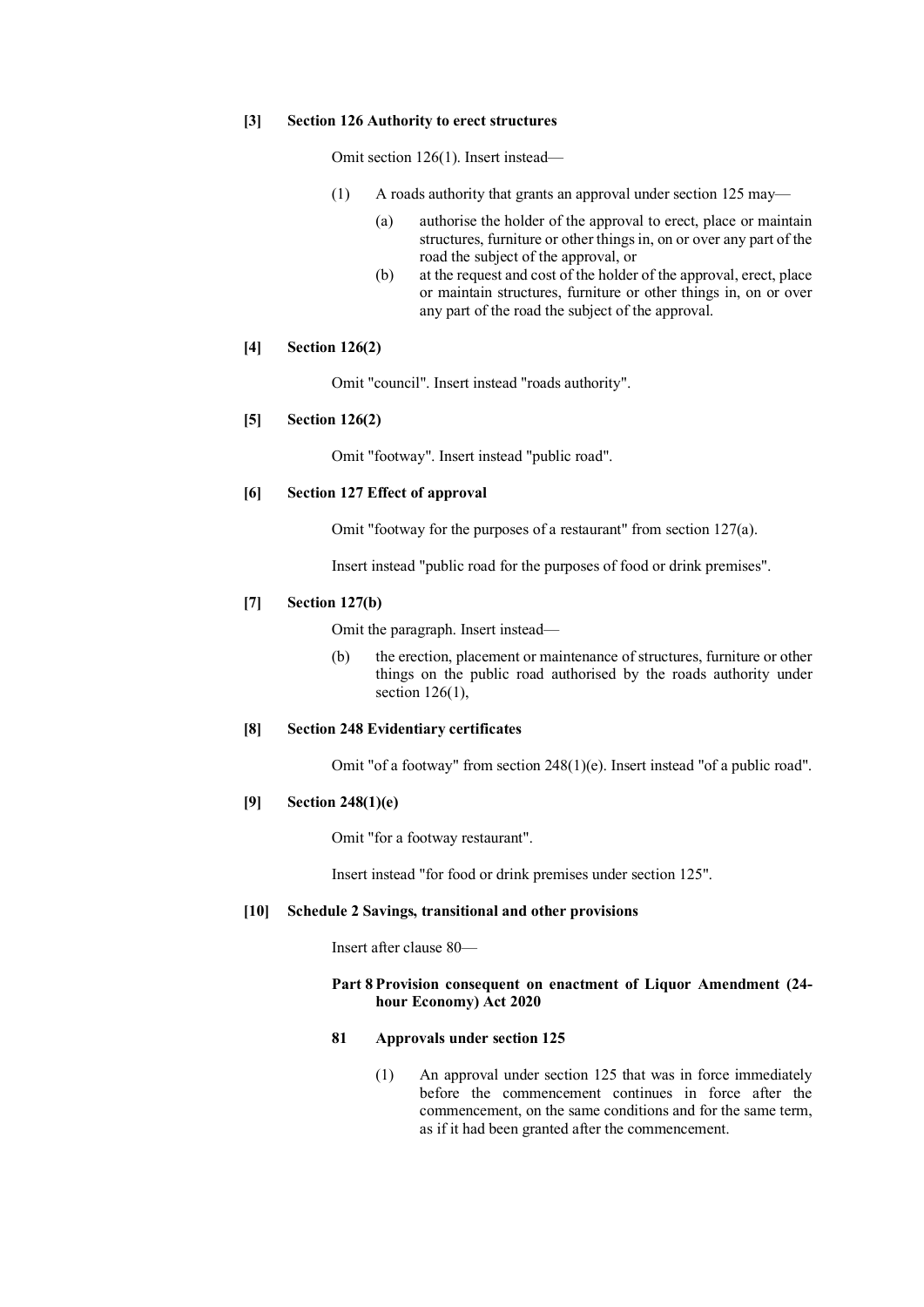**[3] Section 126 Authority to erect structures**

Omit section 126(1). Insert instead—

(1) A roads authority that grants an approval under section 125 may—

(a) authorise the holder of the approval to erect, place or maintain structures, furniture or other things in, on or over any part of the road the subject of the approval, or

(b) at the request and cost of the holder of the approval, erect, place or maintain structures, furniture or other things in, on or over any part of the road the subject of the approval.

**[4] Section 126(2)**

Omit "council". Insert instead "roads authority".

**[5] Section 126(2)**

Omit "footway". Insert instead "public road".

**[6] Section 127 Effect of approval**

Omit "footway for the purposes of a restaurant" from section 127(a).

Insert instead "public road for the purposes of food or drink premises".

**[7] Section 127(b)**

Omit the paragraph. Insert instead—

(b) the erection, placement or maintenance of structures, furniture or other things on the public road authorised by the roads authority under section 126(1),

**[8] Section 248 Evidentiary certificates**

Omit "of a footway" from section 248(1)(e). Insert instead "of a public road".

**[9] Section 248(1)(e)**

Omit "for a footway restaurant".

Insert instead "for food or drink premises under section 125".

**[10] Schedule 2 Savings, transitional and other provisions**

Insert after clause 80—

**Part 8 Provision consequent on enactment of Liquor Amendment (24-hour Economy) Act 2020**

**81 Approvals under section 125**

(1) An approval under section 125 that was in force immediately before the commencement continues in force after the commencement, on the same conditions and for the same term, as if it had been granted after the commencement.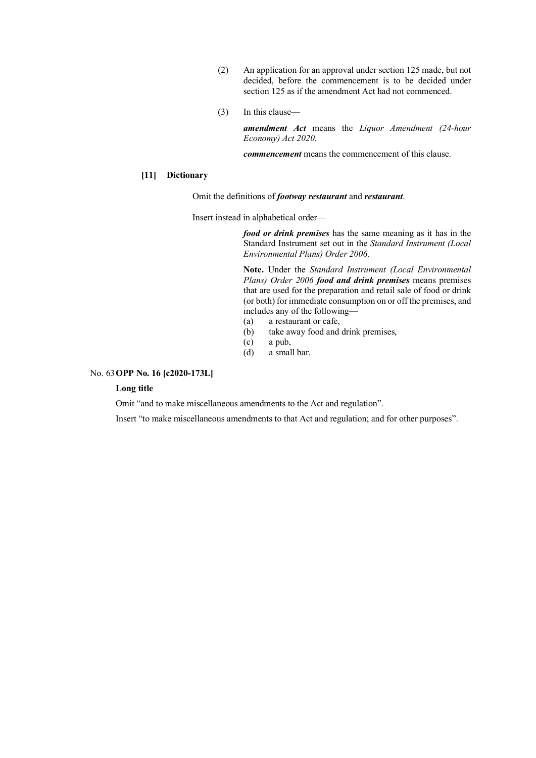(2) An application for an approval under section 125 made, but not decided, before the commencement is to be decided under section 125 as if the amendment Act had not commenced.

(3) In this clause—

***amendment Act*** means the *Liquor Amendment (24-hour Economy) Act 2020*.

***commencement*** means the commencement of this clause.

**[11] Dictionary**

Omit the definitions of ***footway restaurant*** and ***restaurant***.

Insert instead in alphabetical order—

***food or drink premises*** has the same meaning as it has in the Standard Instrument set out in the *Standard Instrument (Local Environmental Plans) Order 2006*.

**Note.** Under the *Standard Instrument (Local Environmental Plans) Order 2006* ***food and drink premises*** means premises that are used for the preparation and retail sale of food or drink (or both) for immediate consumption on or off the premises, and includes any of the following—

(a) a restaurant or cafe,

(b) take away food and drink premises,

(c) a pub,

(d) a small bar.

No. 63 **OPP No. 16 [c2020-173L]**

**Long title**

Omit "and to make miscellaneous amendments to the Act and regulation".

Insert "to make miscellaneous amendments to that Act and regulation; and for other purposes".